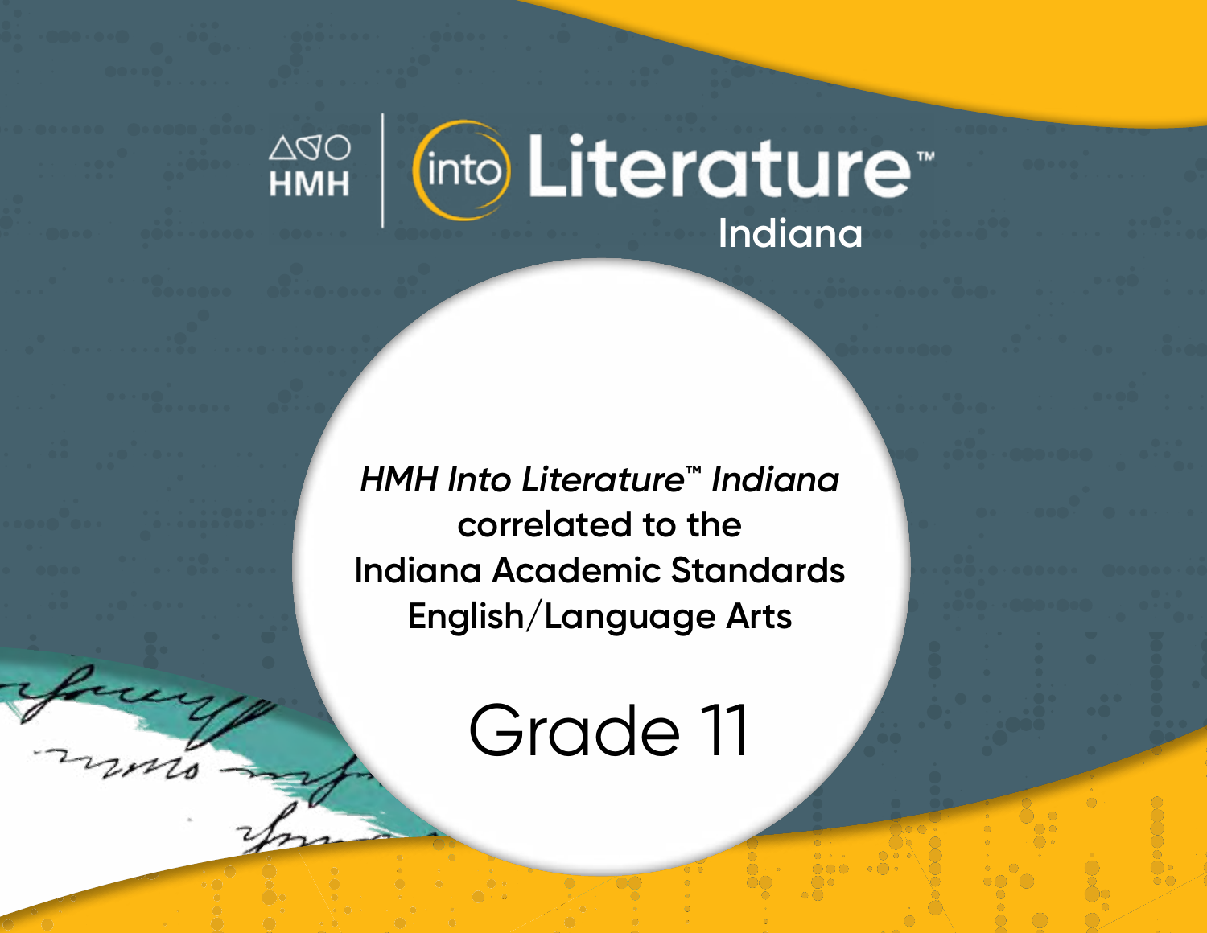HMH | Into Literature™

Indiana

*HMH Into Literature™ Indiana* correlated to the Indiana Academic Standards English/Language Arts

# Grade 11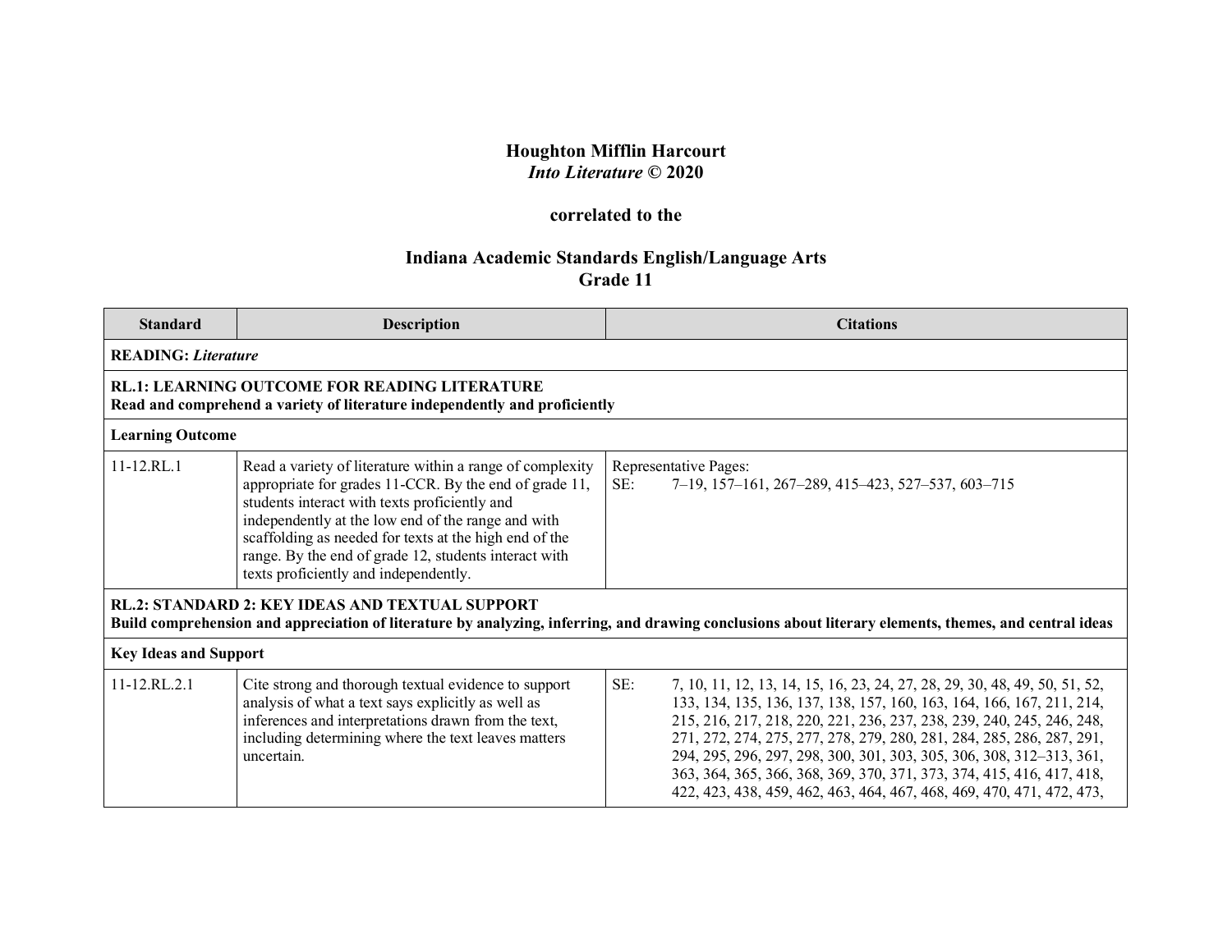**Houghton Mifflin Harcourt**
***Into Literature* © 2020**

**correlated to the**

**Indiana Academic Standards English/Language Arts**
**Grade 11**

| Standard | Description | Citations |
|---|---|---|
| **READING:** ***Literature*** | | |
| **RL.1: LEARNING OUTCOME FOR READING LITERATURE**<br>**Read and comprehend a variety of literature independently and proficiently** | | |
| **Learning Outcome** | | |
| 11-12.RL.1 | Read a variety of literature within a range of complexity appropriate for grades 11-CCR. By the end of grade 11, students interact with texts proficiently and independently at the low end of the range and with scaffolding as needed for texts at the high end of the range. By the end of grade 12, students interact with texts proficiently and independently. | Representative Pages:<br>SE: 7–19, 157–161, 267–289, 415–423, 527–537, 603–715 |
| **RL.2: STANDARD 2: KEY IDEAS AND TEXTUAL SUPPORT**<br>**Build comprehension and appreciation of literature by analyzing, inferring, and drawing conclusions about literary elements, themes, and central ideas** | | |
| **Key Ideas and Support** | | |
| 11-12.RL.2.1 | Cite strong and thorough textual evidence to support analysis of what a text says explicitly as well as inferences and interpretations drawn from the text, including determining where the text leaves matters uncertain. | SE: 7, 10, 11, 12, 13, 14, 15, 16, 23, 24, 27, 28, 29, 30, 48, 49, 50, 51, 52, 133, 134, 135, 136, 137, 138, 157, 160, 163, 164, 166, 167, 211, 214, 215, 216, 217, 218, 220, 221, 236, 237, 238, 239, 240, 245, 246, 248, 271, 272, 274, 275, 277, 278, 279, 280, 281, 284, 285, 286, 287, 291, 294, 295, 296, 297, 298, 300, 301, 303, 305, 306, 308, 312–313, 361, 363, 364, 365, 366, 368, 369, 370, 371, 373, 374, 415, 416, 417, 418, 422, 423, 438, 459, 462, 463, 464, 467, 468, 469, 470, 471, 472, 473, |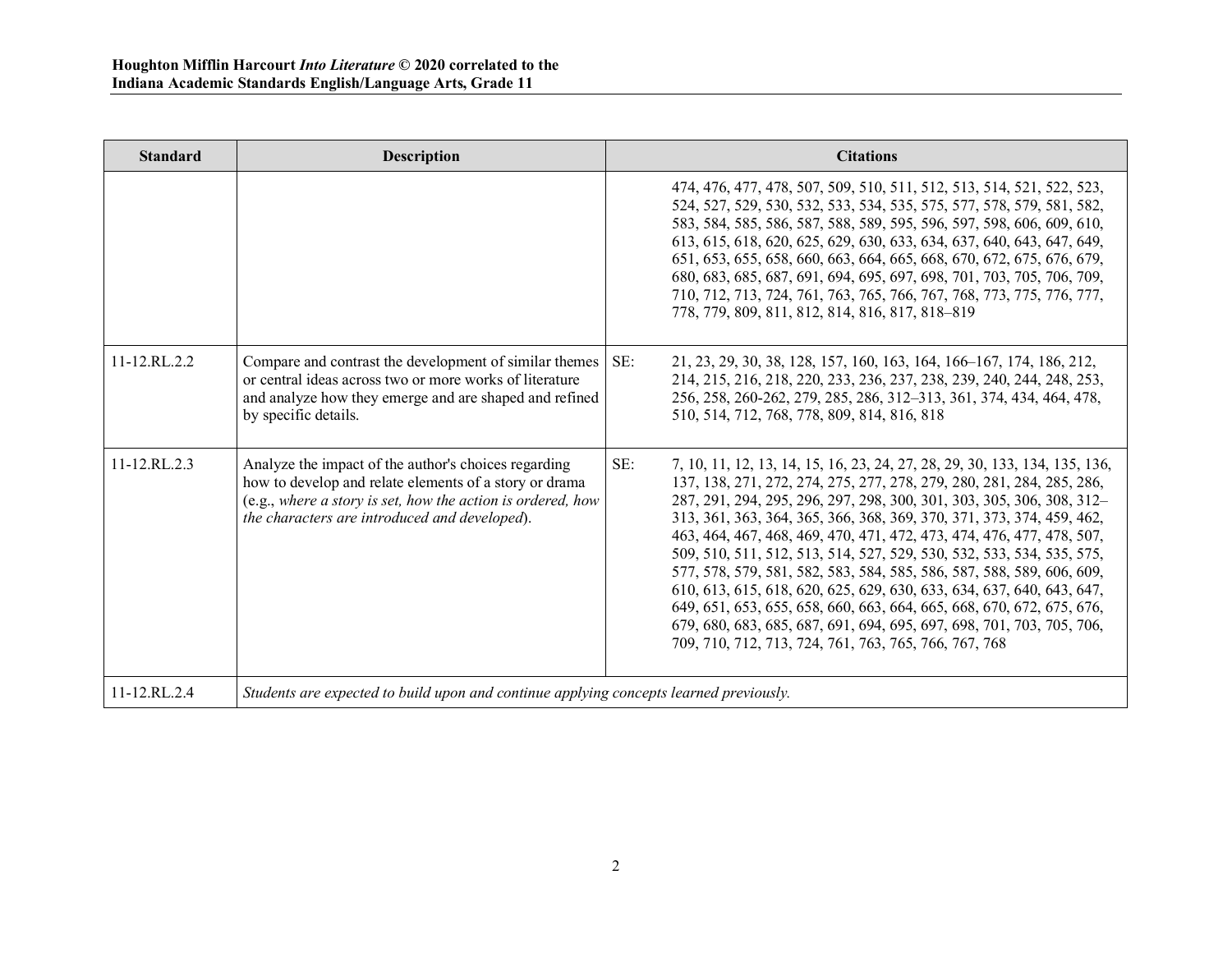| Standard | Description | Citations |
| --- | --- | --- |
| | | 474, 476, 477, 478, 507, 509, 510, 511, 512, 513, 514, 521, 522, 523, 524, 527, 529, 530, 532, 533, 534, 535, 575, 577, 578, 579, 581, 582, 583, 584, 585, 586, 587, 588, 589, 595, 596, 597, 598, 606, 609, 610, 613, 615, 618, 620, 625, 629, 630, 633, 634, 637, 640, 643, 647, 649, 651, 653, 655, 658, 660, 663, 664, 665, 668, 670, 672, 675, 676, 679, 680, 683, 685, 687, 691, 694, 695, 697, 698, 701, 703, 705, 706, 709, 710, 712, 713, 724, 761, 763, 765, 766, 767, 768, 773, 775, 776, 777, 778, 779, 809, 811, 812, 814, 816, 817, 818–819 |
| 11-12.RL.2.2 | Compare and contrast the development of similar themes or central ideas across two or more works of literature and analyze how they emerge and are shaped and refined by specific details. | SE: 21, 23, 29, 30, 38, 128, 157, 160, 163, 164, 166–167, 174, 186, 212, 214, 215, 216, 218, 220, 233, 236, 237, 238, 239, 240, 244, 248, 253, 256, 258, 260-262, 279, 285, 286, 312–313, 361, 374, 434, 464, 478, 510, 514, 712, 768, 778, 809, 814, 816, 818 |
| 11-12.RL.2.3 | Analyze the impact of the author's choices regarding how to develop and relate elements of a story or drama (e.g., *where a story is set, how the action is ordered, how the characters are introduced and developed*). | SE: 7, 10, 11, 12, 13, 14, 15, 16, 23, 24, 27, 28, 29, 30, 133, 134, 135, 136, 137, 138, 271, 272, 274, 275, 277, 278, 279, 280, 281, 284, 285, 286, 287, 291, 294, 295, 296, 297, 298, 300, 301, 303, 305, 306, 308, 312–313, 361, 363, 364, 365, 366, 368, 369, 370, 371, 373, 374, 459, 462, 463, 464, 467, 468, 469, 470, 471, 472, 473, 474, 476, 477, 478, 507, 509, 510, 511, 512, 513, 514, 527, 529, 530, 532, 533, 534, 535, 575, 577, 578, 579, 581, 582, 583, 584, 585, 586, 587, 588, 589, 606, 609, 610, 613, 615, 618, 620, 625, 629, 630, 633, 634, 637, 640, 643, 647, 649, 651, 653, 655, 658, 660, 663, 664, 665, 668, 670, 672, 675, 676, 679, 680, 683, 685, 687, 691, 694, 695, 697, 698, 701, 703, 705, 706, 709, 710, 712, 713, 724, 761, 763, 765, 766, 767, 768 |
| 11-12.RL.2.4 | *Students are expected to build upon and continue applying concepts learned previously.* | |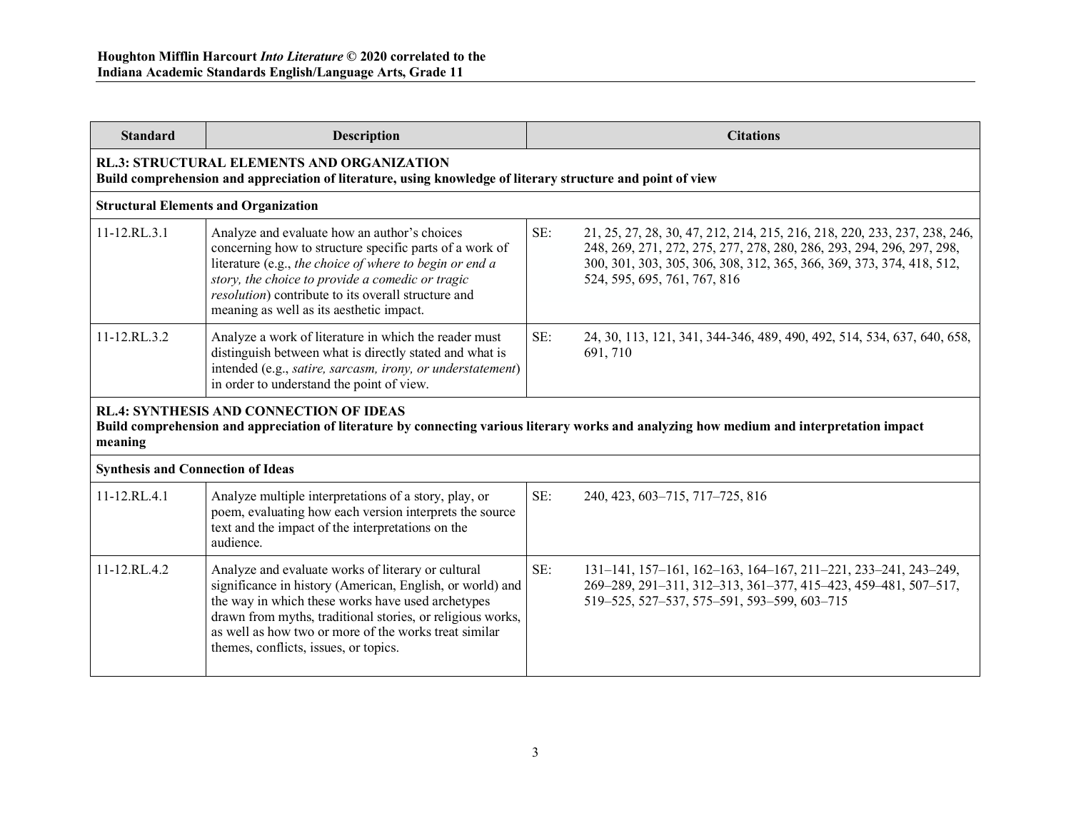**Houghton Mifflin Harcourt *Into Literature* © 2020 correlated to the Indiana Academic Standards English/Language Arts, Grade 11**

| Standard | Description | Citations |
|---|---|---|
| **RL.3: STRUCTURAL ELEMENTS AND ORGANIZATION** **Build comprehension and appreciation of literature, using knowledge of literary structure and point of view** | | |
| **Structural Elements and Organization** | | |
| 11-12.RL.3.1 | Analyze and evaluate how an author's choices concerning how to structure specific parts of a work of literature (e.g., *the choice of where to begin or end a story, the choice to provide a comedic or tragic resolution*) contribute to its overall structure and meaning as well as its aesthetic impact. | SE: 21, 25, 27, 28, 30, 47, 212, 214, 215, 216, 218, 220, 233, 237, 238, 246, 248, 269, 271, 272, 275, 277, 278, 280, 286, 293, 294, 296, 297, 298, 300, 301, 303, 305, 306, 308, 312, 365, 366, 369, 373, 374, 418, 512, 524, 595, 695, 761, 767, 816 |
| 11-12.RL.3.2 | Analyze a work of literature in which the reader must distinguish between what is directly stated and what is intended (e.g., *satire, sarcasm, irony, or understatement*) in order to understand the point of view. | SE: 24, 30, 113, 121, 341, 344-346, 489, 490, 492, 514, 534, 637, 640, 658, 691, 710 |
| **RL.4: SYNTHESIS AND CONNECTION OF IDEAS** **Build comprehension and appreciation of literature by connecting various literary works and analyzing how medium and interpretation impact meaning** | | |
| **Synthesis and Connection of Ideas** | | |
| 11-12.RL.4.1 | Analyze multiple interpretations of a story, play, or poem, evaluating how each version interprets the source text and the impact of the interpretations on the audience. | SE: 240, 423, 603–715, 717–725, 816 |
| 11-12.RL.4.2 | Analyze and evaluate works of literary or cultural significance in history (American, English, or world) and the way in which these works have used archetypes drawn from myths, traditional stories, or religious works, as well as how two or more of the works treat similar themes, conflicts, issues, or topics. | SE: 131–141, 157–161, 162–163, 164–167, 211–221, 233–241, 243–249, 269–289, 291–311, 312–313, 361–377, 415–423, 459–481, 507–517, 519–525, 527–537, 575–591, 593–599, 603–715 |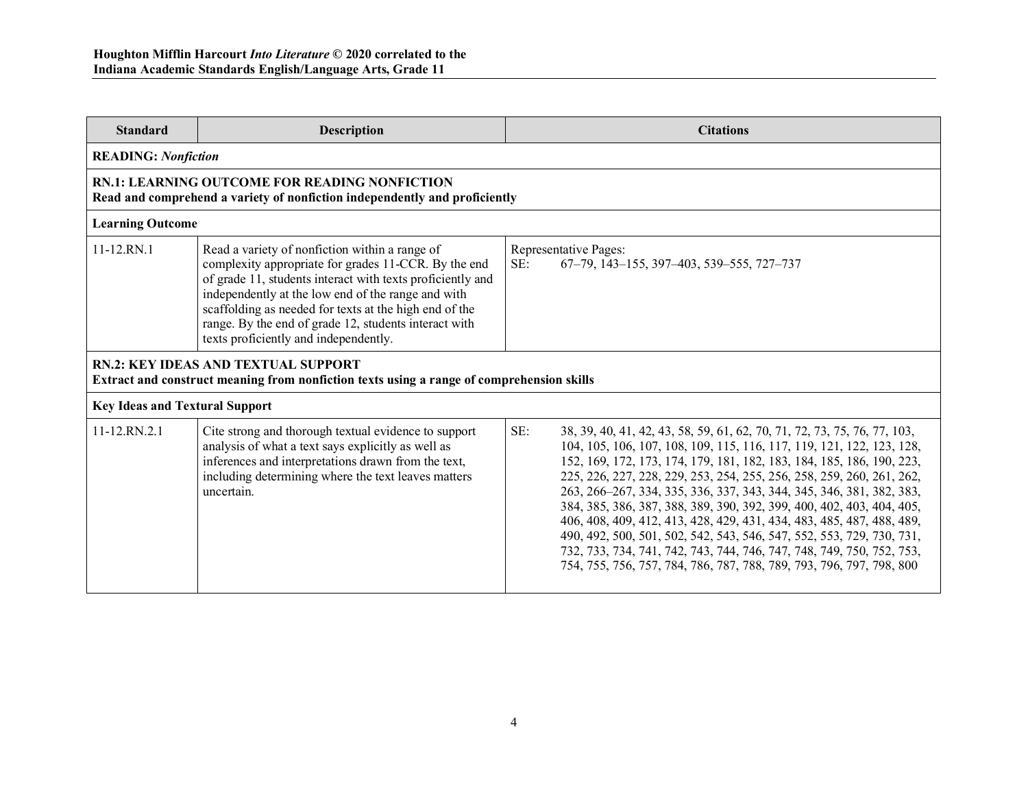| Standard | Description | Citations |
|---|---|---|
| **READING:** ***Nonfiction*** | | |
| **RN.1: LEARNING OUTCOME FOR READING NONFICTION** **Read and comprehend a variety of nonfiction independently and proficiently** | | |
| **Learning Outcome** | | |
| 11-12.RN.1 | Read a variety of nonfiction within a range of complexity appropriate for grades 11-CCR. By the end of grade 11, students interact with texts proficiently and independently at the low end of the range and with scaffolding as needed for texts at the high end of the range. By the end of grade 12, students interact with texts proficiently and independently. | Representative Pages: SE: 67–79, 143–155, 397–403, 539–555, 727–737 |
| **RN.2: KEY IDEAS AND TEXTUAL SUPPORT** **Extract and construct meaning from nonfiction texts using a range of comprehension skills** | | |
| **Key Ideas and Textual Support** | | |
| 11-12.RN.2.1 | Cite strong and thorough textual evidence to support analysis of what a text says explicitly as well as inferences and interpretations drawn from the text, including determining where the text leaves matters uncertain. | SE: 38, 39, 40, 41, 42, 43, 58, 59, 61, 62, 70, 71, 72, 73, 75, 76, 77, 103, 104, 105, 106, 107, 108, 109, 115, 116, 117, 119, 121, 122, 123, 128, 152, 169, 172, 173, 174, 179, 181, 182, 183, 184, 185, 186, 190, 223, 225, 226, 227, 228, 229, 253, 254, 255, 256, 258, 259, 260, 261, 262, 263, 266–267, 334, 335, 336, 337, 343, 344, 345, 346, 381, 382, 383, 384, 385, 386, 387, 388, 389, 390, 392, 399, 400, 402, 403, 404, 405, 406, 408, 409, 412, 413, 428, 429, 431, 434, 483, 485, 487, 488, 489, 490, 492, 500, 501, 502, 542, 543, 546, 547, 552, 553, 729, 730, 731, 732, 733, 734, 741, 742, 743, 744, 746, 747, 748, 749, 750, 752, 753, 754, 755, 756, 757, 784, 786, 787, 788, 789, 793, 796, 797, 798, 800 |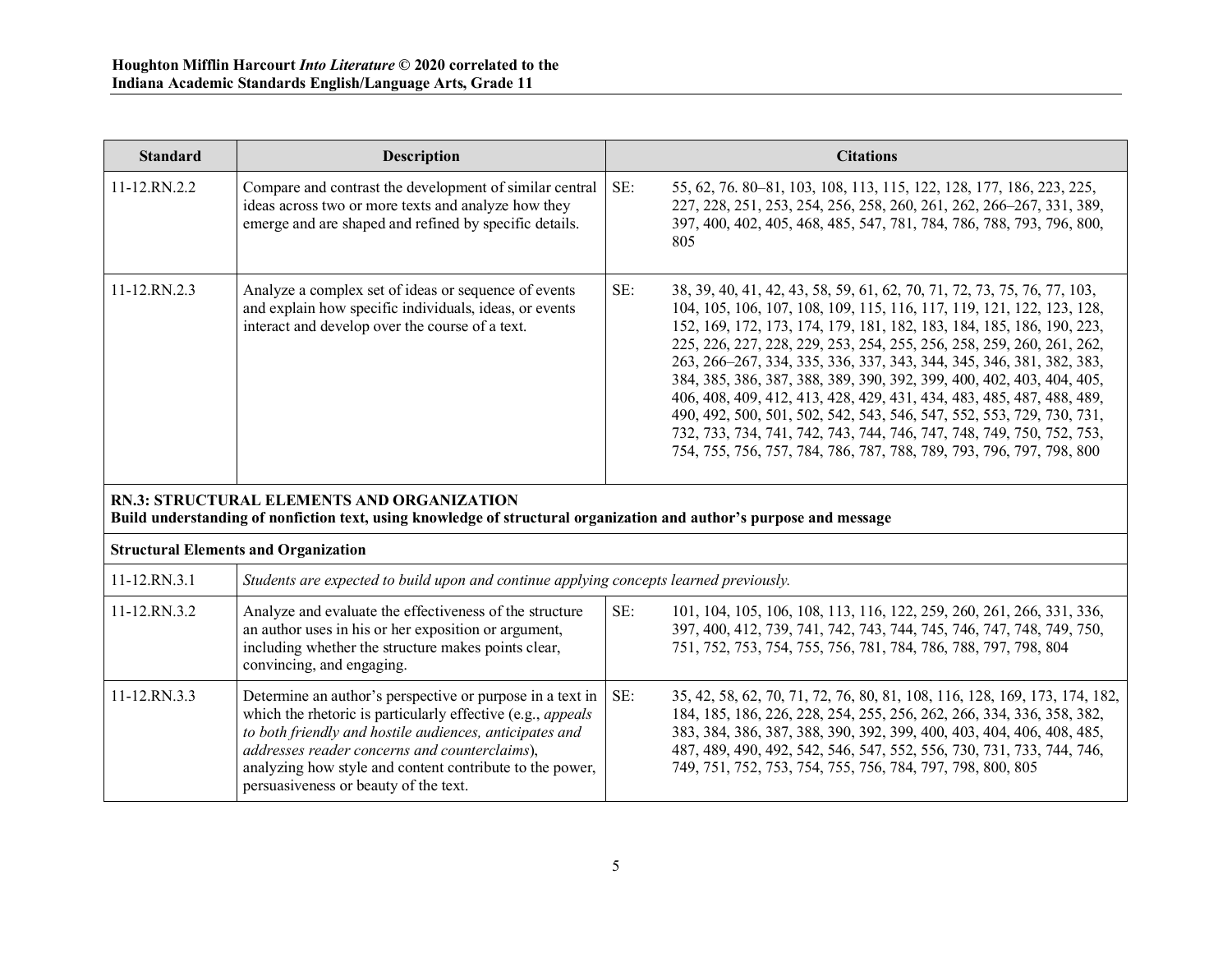| Standard | Description | Citations |
| --- | --- | --- |
| 11-12.RN.2.2 | Compare and contrast the development of similar central ideas across two or more texts and analyze how they emerge and are shaped and refined by specific details. | SE: 55, 62, 76. 80–81, 103, 108, 113, 115, 122, 128, 177, 186, 223, 225, 227, 228, 251, 253, 254, 256, 258, 260, 261, 262, 266–267, 331, 389, 397, 400, 402, 405, 468, 485, 547, 781, 784, 786, 788, 793, 796, 800, 805 |
| 11-12.RN.2.3 | Analyze a complex set of ideas or sequence of events and explain how specific individuals, ideas, or events interact and develop over the course of a text. | SE: 38, 39, 40, 41, 42, 43, 58, 59, 61, 62, 70, 71, 72, 73, 75, 76, 77, 103, 104, 105, 106, 107, 108, 109, 115, 116, 117, 119, 121, 122, 123, 128, 152, 169, 172, 173, 174, 179, 181, 182, 183, 184, 185, 186, 190, 223, 225, 226, 227, 228, 229, 253, 254, 255, 256, 258, 259, 260, 261, 262, 263, 266–267, 334, 335, 336, 337, 343, 344, 345, 346, 381, 382, 383, 384, 385, 386, 387, 388, 389, 390, 392, 399, 400, 402, 403, 404, 405, 406, 408, 409, 412, 413, 428, 429, 431, 434, 483, 485, 487, 488, 489, 490, 492, 500, 501, 502, 542, 543, 546, 547, 552, 553, 729, 730, 731, 732, 733, 734, 741, 742, 743, 744, 746, 747, 748, 749, 750, 752, 753, 754, 755, 756, 757, 784, 786, 787, 788, 789, 793, 796, 797, 798, 800 |
| **RN.3: STRUCTURAL ELEMENTS AND ORGANIZATION**<br>**Build understanding of nonfiction text, using knowledge of structural organization and author's purpose and message** | | |
| **Structural Elements and Organization** | | |
| 11-12.RN.3.1 | *Students are expected to build upon and continue applying concepts learned previously.* | |
| 11-12.RN.3.2 | Analyze and evaluate the effectiveness of the structure an author uses in his or her exposition or argument, including whether the structure makes points clear, convincing, and engaging. | SE: 101, 104, 105, 106, 108, 113, 116, 122, 259, 260, 261, 266, 331, 336, 397, 400, 412, 739, 741, 742, 743, 744, 745, 746, 747, 748, 749, 750, 751, 752, 753, 754, 755, 756, 781, 784, 786, 788, 797, 798, 804 |
| 11-12.RN.3.3 | Determine an author's perspective or purpose in a text in which the rhetoric is particularly effective (e.g., *appeals to both friendly and hostile audiences, anticipates and addresses reader concerns and counterclaims*), analyzing how style and content contribute to the power, persuasiveness or beauty of the text. | SE: 35, 42, 58, 62, 70, 71, 72, 76, 80, 81, 108, 116, 128, 169, 173, 174, 182, 184, 185, 186, 226, 228, 254, 255, 256, 262, 266, 334, 336, 358, 382, 383, 384, 386, 387, 388, 390, 392, 399, 400, 403, 404, 406, 408, 485, 487, 489, 490, 492, 542, 546, 547, 552, 556, 730, 731, 733, 744, 746, 749, 751, 752, 753, 754, 755, 756, 784, 797, 798, 800, 805 |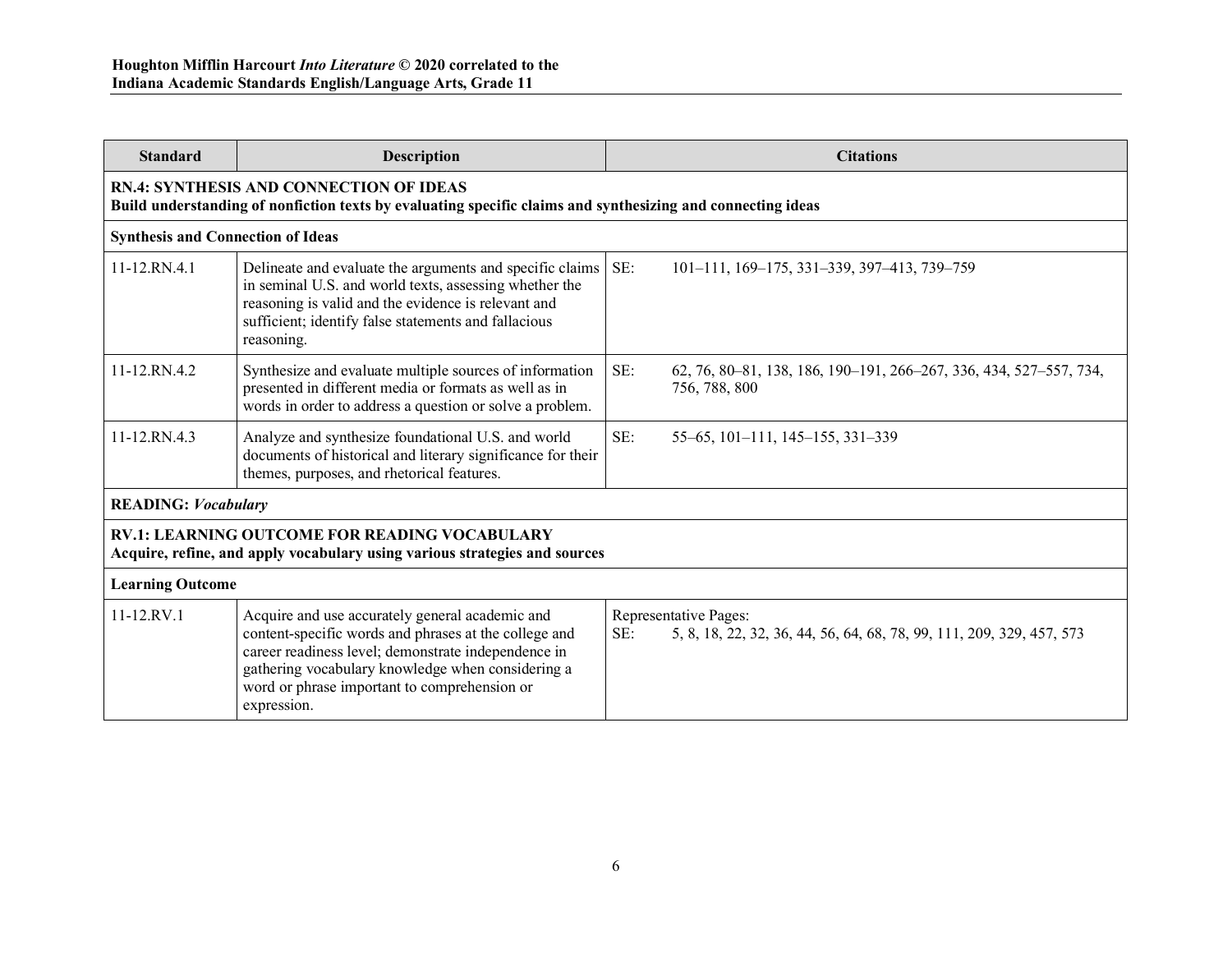| Standard | Description | Citations |
| --- | --- | --- |
| **RN.4: SYNTHESIS AND CONNECTION OF IDEAS**<br>**Build understanding of nonfiction texts by evaluating specific claims and synthesizing and connecting ideas** | | |
| **Synthesis and Connection of Ideas** | | |
| 11-12.RN.4.1 | Delineate and evaluate the arguments and specific claims in seminal U.S. and world texts, assessing whether the reasoning is valid and the evidence is relevant and sufficient; identify false statements and fallacious reasoning. | SE: 101–111, 169–175, 331–339, 397–413, 739–759 |
| 11-12.RN.4.2 | Synthesize and evaluate multiple sources of information presented in different media or formats as well as in words in order to address a question or solve a problem. | SE: 62, 76, 80–81, 138, 186, 190–191, 266–267, 336, 434, 527–557, 734, 756, 788, 800 |
| 11-12.RN.4.3 | Analyze and synthesize foundational U.S. and world documents of historical and literary significance for their themes, purposes, and rhetorical features. | SE: 55–65, 101–111, 145–155, 331–339 |
| **READING:** ***Vocabulary*** | | |
| **RV.1: LEARNING OUTCOME FOR READING VOCABULARY**<br>**Acquire, refine, and apply vocabulary using various strategies and sources** | | |
| **Learning Outcome** | | |
| 11-12.RV.1 | Acquire and use accurately general academic and content-specific words and phrases at the college and career readiness level; demonstrate independence in gathering vocabulary knowledge when considering a word or phrase important to comprehension or expression. | Representative Pages:<br>SE: 5, 8, 18, 22, 32, 36, 44, 56, 64, 68, 78, 99, 111, 209, 329, 457, 573 |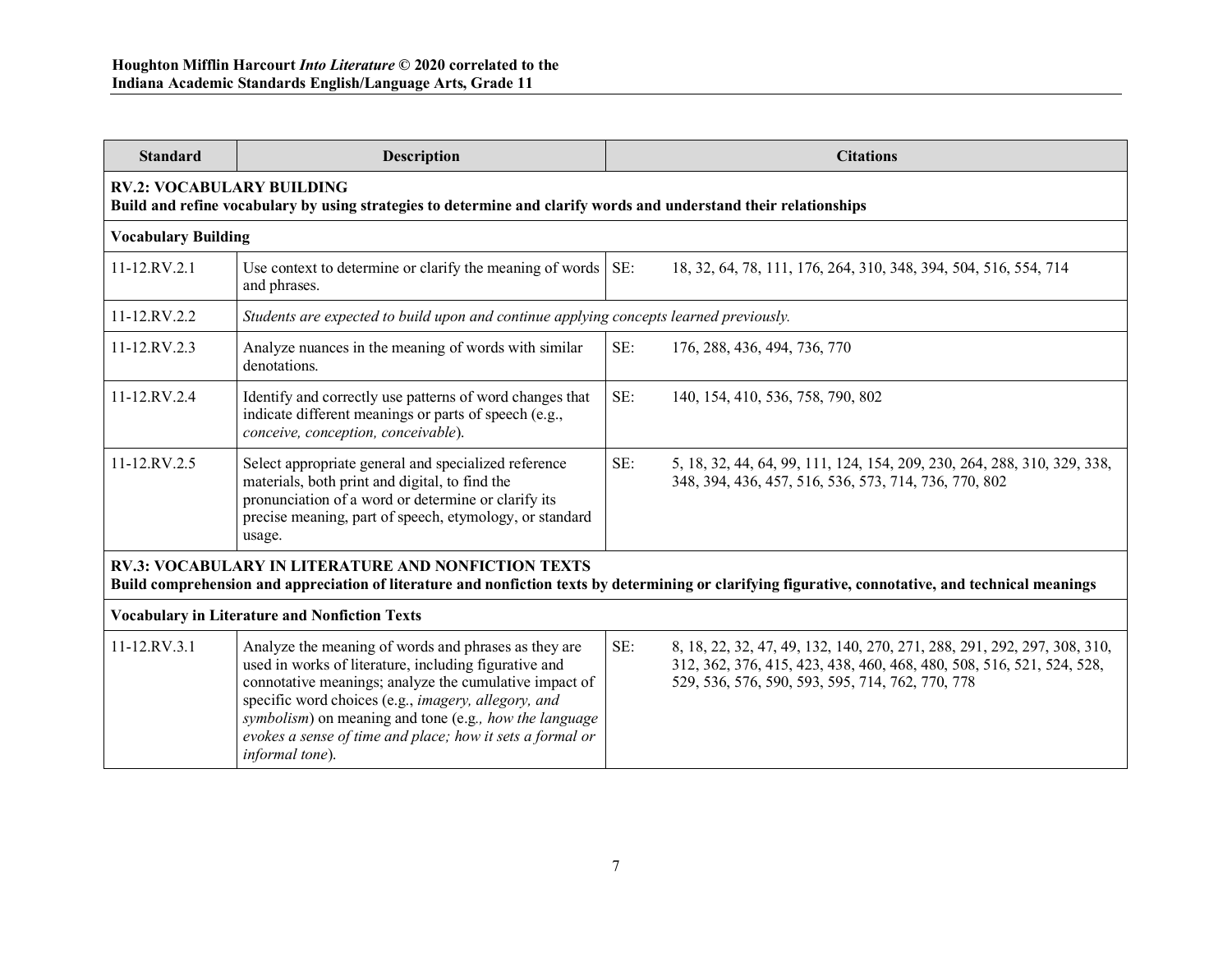| Standard | Description | Citations |
|---|---|---|
| **RV.2: VOCABULARY BUILDING**<br>**Build and refine vocabulary by using strategies to determine and clarify words and understand their relationships** | | |
| **Vocabulary Building** | | |
| 11-12.RV.2.1 | Use context to determine or clarify the meaning of words and phrases. | SE: 18, 32, 64, 78, 111, 176, 264, 310, 348, 394, 504, 516, 554, 714 |
| 11-12.RV.2.2 | *Students are expected to build upon and continue applying concepts learned previously.* | |
| 11-12.RV.2.3 | Analyze nuances in the meaning of words with similar denotations. | SE: 176, 288, 436, 494, 736, 770 |
| 11-12.RV.2.4 | Identify and correctly use patterns of word changes that indicate different meanings or parts of speech (e.g., *conceive, conception, conceivable*). | SE: 140, 154, 410, 536, 758, 790, 802 |
| 11-12.RV.2.5 | Select appropriate general and specialized reference materials, both print and digital, to find the pronunciation of a word or determine or clarify its precise meaning, part of speech, etymology, or standard usage. | SE: 5, 18, 32, 44, 64, 99, 111, 124, 154, 209, 230, 264, 288, 310, 329, 338, 348, 394, 436, 457, 516, 536, 573, 714, 736, 770, 802 |
| **RV.3: VOCABULARY IN LITERATURE AND NONFICTION TEXTS**<br>**Build comprehension and appreciation of literature and nonfiction texts by determining or clarifying figurative, connotative, and technical meanings** | | |
| **Vocabulary in Literature and Nonfiction Texts** | | |
| 11-12.RV.3.1 | Analyze the meaning of words and phrases as they are used in works of literature, including figurative and connotative meanings; analyze the cumulative impact of specific word choices (e.g., *imagery, allegory, and symbolism*) on meaning and tone (e.g.*, how the language evokes a sense of time and place; how it sets a formal or informal tone*). | SE: 8, 18, 22, 32, 47, 49, 132, 140, 270, 271, 288, 291, 292, 297, 308, 310, 312, 362, 376, 415, 423, 438, 460, 468, 480, 508, 516, 521, 524, 528, 529, 536, 576, 590, 593, 595, 714, 762, 770, 778 |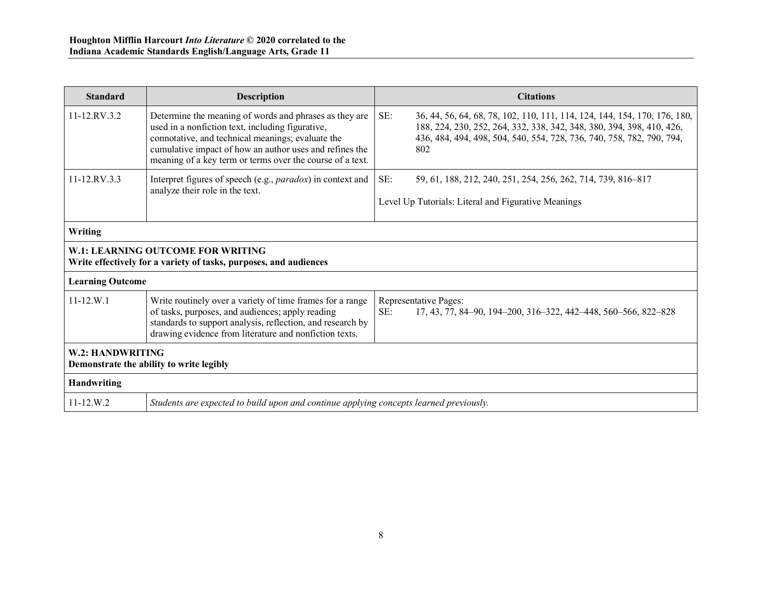| Standard | Description | Citations |
|---|---|---|
| 11-12.RV.3.2 | Determine the meaning of words and phrases as they are used in a nonfiction text, including figurative, connotative, and technical meanings; evaluate the cumulative impact of how an author uses and refines the meaning of a key term or terms over the course of a text. | SE: 36, 44, 56, 64, 68, 78, 102, 110, 111, 114, 124, 144, 154, 170, 176, 180, 188, 224, 230, 252, 264, 332, 338, 342, 348, 380, 394, 398, 410, 426, 436, 484, 494, 498, 504, 540, 554, 728, 736, 740, 758, 782, 790, 794, 802 |
| 11-12.RV.3.3 | Interpret figures of speech (e.g., *paradox*) in context and analyze their role in the text. | SE: 59, 61, 188, 212, 240, 251, 254, 256, 262, 714, 739, 816–817<br><br>Level Up Tutorials: Literal and Figurative Meanings |
| **Writing** | | |
| **W.1: LEARNING OUTCOME FOR WRITING**<br>**Write effectively for a variety of tasks, purposes, and audiences** | | |
| **Learning Outcome** | | |
| 11-12.W.1 | Write routinely over a variety of time frames for a range of tasks, purposes, and audiences; apply reading standards to support analysis, reflection, and research by drawing evidence from literature and nonfiction texts. | Representative Pages:<br>SE: 17, 43, 77, 84–90, 194–200, 316–322, 442–448, 560–566, 822–828 |
| **W.2: HANDWRITING**<br>**Demonstrate the ability to write legibly** | | |
| **Handwriting** | | |
| 11-12.W.2 | *Students are expected to build upon and continue applying concepts learned previously.* | |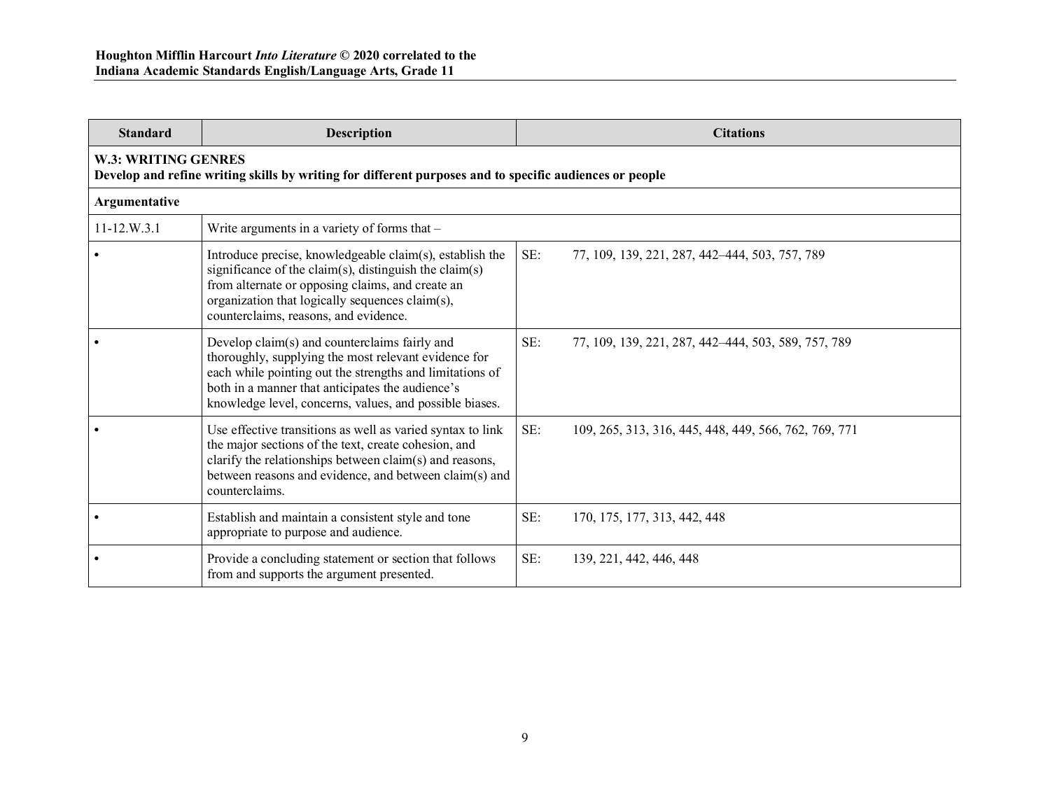| Standard | Description | Citations |
|---|---|---|
| **W.3: WRITING GENRES** **Develop and refine writing skills by writing for different purposes and to specific audiences or people** | | |
| **Argumentative** | | |
| 11-12.W.3.1 | Write arguments in a variety of forms that – | |
| • | Introduce precise, knowledgeable claim(s), establish the significance of the claim(s), distinguish the claim(s) from alternate or opposing claims, and create an organization that logically sequences claim(s), counterclaims, reasons, and evidence. | SE: 77, 109, 139, 221, 287, 442–444, 503, 757, 789 |
| • | Develop claim(s) and counterclaims fairly and thoroughly, supplying the most relevant evidence for each while pointing out the strengths and limitations of both in a manner that anticipates the audience's knowledge level, concerns, values, and possible biases. | SE: 77, 109, 139, 221, 287, 442–444, 503, 589, 757, 789 |
| • | Use effective transitions as well as varied syntax to link the major sections of the text, create cohesion, and clarify the relationships between claim(s) and reasons, between reasons and evidence, and between claim(s) and counterclaims. | SE: 109, 265, 313, 316, 445, 448, 449, 566, 762, 769, 771 |
| • | Establish and maintain a consistent style and tone appropriate to purpose and audience. | SE: 170, 175, 177, 313, 442, 448 |
| • | Provide a concluding statement or section that follows from and supports the argument presented. | SE: 139, 221, 442, 446, 448 |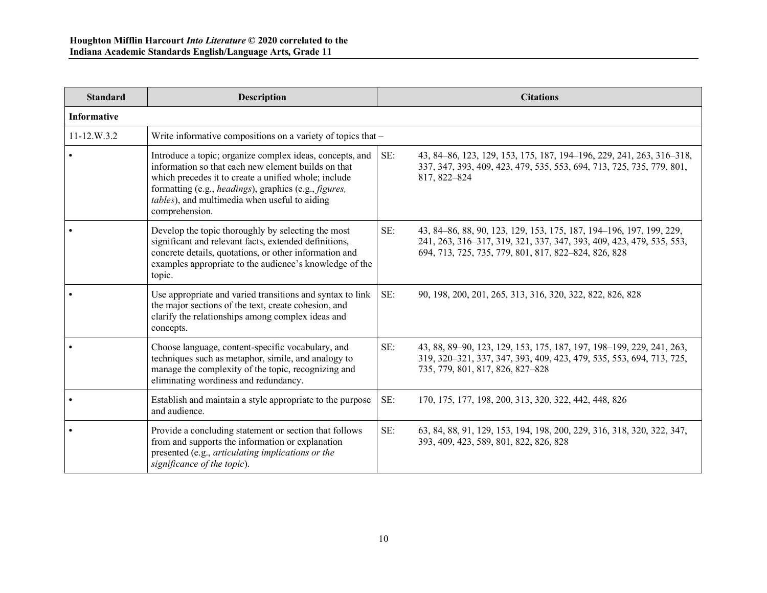| Standard | Description | Citations | |
|---|---|---|---|
| **Informative** | | | |
| 11-12.W.3.2 | Write informative compositions on a variety of topics that – | | |
| • | Introduce a topic; organize complex ideas, concepts, and information so that each new element builds on that which precedes it to create a unified whole; include formatting (e.g., *headings*), graphics (e.g., *figures, tables*), and multimedia when useful to aiding comprehension. | SE: | 43, 84–86, 123, 129, 153, 175, 187, 194–196, 229, 241, 263, 316–318, 337, 347, 393, 409, 423, 479, 535, 553, 694, 713, 725, 735, 779, 801, 817, 822–824 |
| • | Develop the topic thoroughly by selecting the most significant and relevant facts, extended definitions, concrete details, quotations, or other information and examples appropriate to the audience's knowledge of the topic. | SE: | 43, 84–86, 88, 90, 123, 129, 153, 175, 187, 194–196, 197, 199, 229, 241, 263, 316–317, 319, 321, 337, 347, 393, 409, 423, 479, 535, 553, 694, 713, 725, 735, 779, 801, 817, 822–824, 826, 828 |
| • | Use appropriate and varied transitions and syntax to link the major sections of the text, create cohesion, and clarify the relationships among complex ideas and concepts. | SE: | 90, 198, 200, 201, 265, 313, 316, 320, 322, 822, 826, 828 |
| • | Choose language, content-specific vocabulary, and techniques such as metaphor, simile, and analogy to manage the complexity of the topic, recognizing and eliminating wordiness and redundancy. | SE: | 43, 88, 89–90, 123, 129, 153, 175, 187, 197, 198–199, 229, 241, 263, 319, 320–321, 337, 347, 393, 409, 423, 479, 535, 553, 694, 713, 725, 735, 779, 801, 817, 826, 827–828 |
| • | Establish and maintain a style appropriate to the purpose and audience. | SE: | 170, 175, 177, 198, 200, 313, 320, 322, 442, 448, 826 |
| • | Provide a concluding statement or section that follows from and supports the information or explanation presented (e.g., *articulating implications or the significance of the topic*). | SE: | 63, 84, 88, 91, 129, 153, 194, 198, 200, 229, 316, 318, 320, 322, 347, 393, 409, 423, 589, 801, 822, 826, 828 |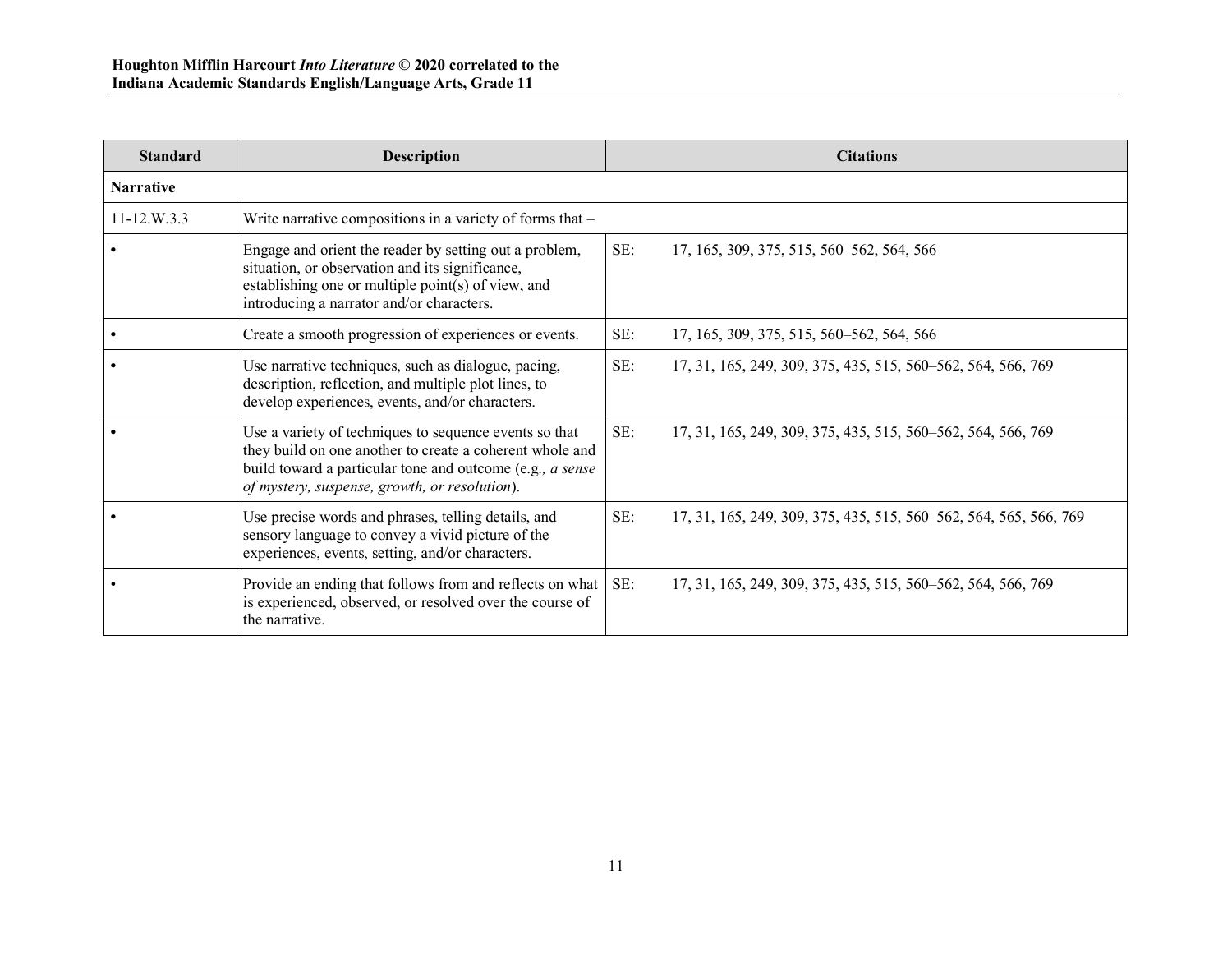| Standard | Description | Citations |
|---|---|---|
| **Narrative** | | |
| 11-12.W.3.3 | Write narrative compositions in a variety of forms that – | |
| • | Engage and orient the reader by setting out a problem, situation, or observation and its significance, establishing one or multiple point(s) of view, and introducing a narrator and/or characters. | SE: 17, 165, 309, 375, 515, 560–562, 564, 566 |
| • | Create a smooth progression of experiences or events. | SE: 17, 165, 309, 375, 515, 560–562, 564, 566 |
| • | Use narrative techniques, such as dialogue, pacing, description, reflection, and multiple plot lines, to develop experiences, events, and/or characters. | SE: 17, 31, 165, 249, 309, 375, 435, 515, 560–562, 564, 566, 769 |
| • | Use a variety of techniques to sequence events so that they build on one another to create a coherent whole and build toward a particular tone and outcome (e.g*., a sense of mystery, suspense, growth, or resolution*). | SE: 17, 31, 165, 249, 309, 375, 435, 515, 560–562, 564, 566, 769 |
| • | Use precise words and phrases, telling details, and sensory language to convey a vivid picture of the experiences, events, setting, and/or characters. | SE: 17, 31, 165, 249, 309, 375, 435, 515, 560–562, 564, 565, 566, 769 |
| • | Provide an ending that follows from and reflects on what is experienced, observed, or resolved over the course of the narrative. | SE: 17, 31, 165, 249, 309, 375, 435, 515, 560–562, 564, 566, 769 |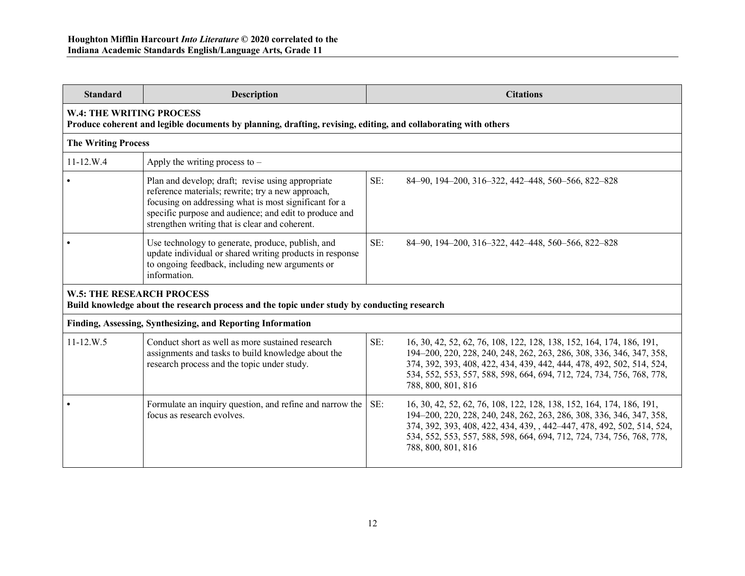| Standard | Description | Citations |
|---|---|---|
| **W.4: THE WRITING PROCESS** **Produce coherent and legible documents by planning, drafting, revising, editing, and collaborating with others** | | |
| **The Writing Process** | | |
| 11-12.W.4 | Apply the writing process to – | |
| • | Plan and develop; draft; revise using appropriate reference materials; rewrite; try a new approach, focusing on addressing what is most significant for a specific purpose and audience; and edit to produce and strengthen writing that is clear and coherent. | SE: 84–90, 194–200, 316–322, 442–448, 560–566, 822–828 |
| • | Use technology to generate, produce, publish, and update individual or shared writing products in response to ongoing feedback, including new arguments or information. | SE: 84–90, 194–200, 316–322, 442–448, 560–566, 822–828 |
| **W.5: THE RESEARCH PROCESS** **Build knowledge about the research process and the topic under study by conducting research** | | |
| **Finding, Assessing, Synthesizing, and Reporting Information** | | |
| 11-12.W.5 | Conduct short as well as more sustained research assignments and tasks to build knowledge about the research process and the topic under study. | SE: 16, 30, 42, 52, 62, 76, 108, 122, 128, 138, 152, 164, 174, 186, 191, 194–200, 220, 228, 240, 248, 262, 263, 286, 308, 336, 346, 347, 358, 374, 392, 393, 408, 422, 434, 439, 442, 444, 478, 492, 502, 514, 524, 534, 552, 553, 557, 588, 598, 664, 694, 712, 724, 734, 756, 768, 778, 788, 800, 801, 816 |
| • | Formulate an inquiry question, and refine and narrow the focus as research evolves. | SE: 16, 30, 42, 52, 62, 76, 108, 122, 128, 138, 152, 164, 174, 186, 191, 194–200, 220, 228, 240, 248, 262, 263, 286, 308, 336, 346, 347, 358, 374, 392, 393, 408, 422, 434, 439, , 442–447, 478, 492, 502, 514, 524, 534, 552, 553, 557, 588, 598, 664, 694, 712, 724, 734, 756, 768, 778, 788, 800, 801, 816 |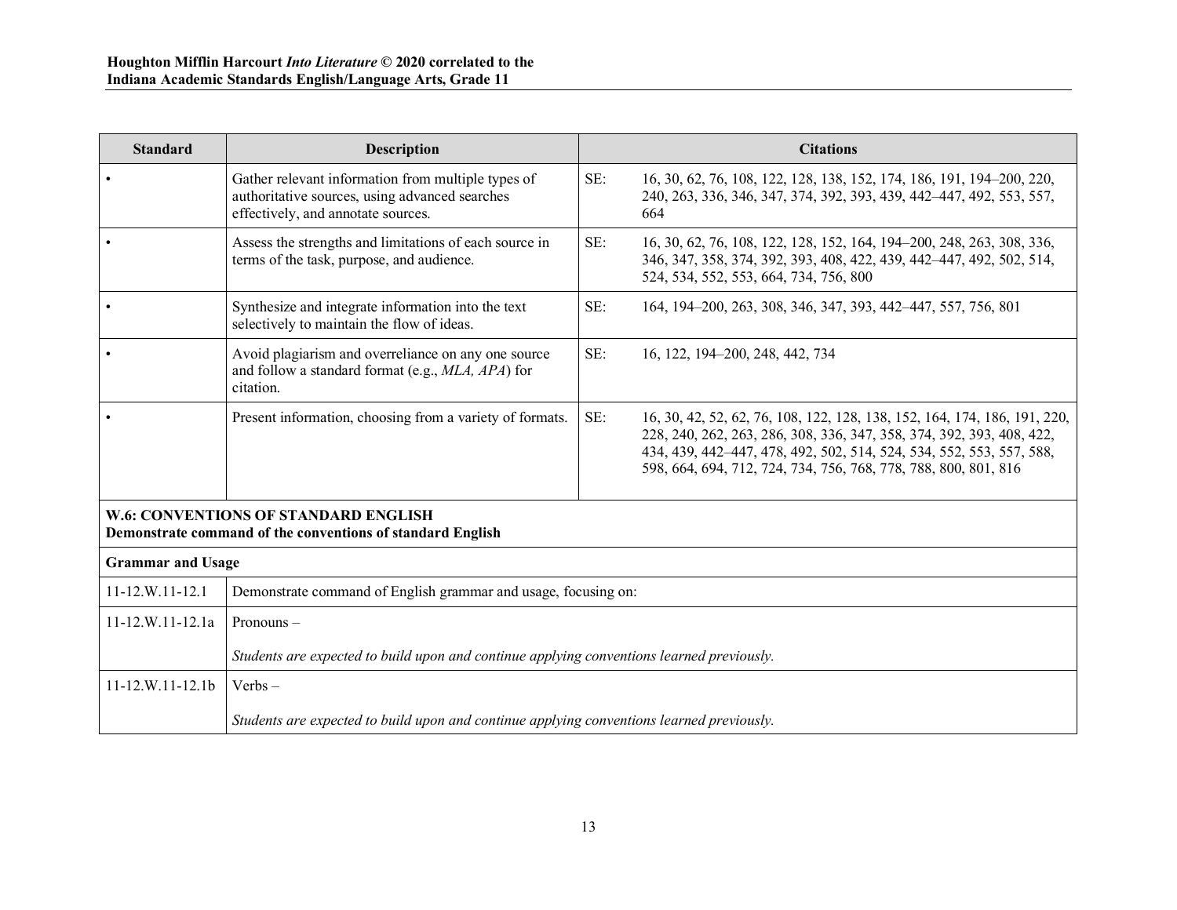| Standard | Description | Citations |
|---|---|---|
| • | Gather relevant information from multiple types of authoritative sources, using advanced searches effectively, and annotate sources. | SE: 16, 30, 62, 76, 108, 122, 128, 138, 152, 174, 186, 191, 194–200, 220, 240, 263, 336, 346, 347, 374, 392, 393, 439, 442–447, 492, 553, 557, 664 |
| • | Assess the strengths and limitations of each source in terms of the task, purpose, and audience. | SE: 16, 30, 62, 76, 108, 122, 128, 152, 164, 194–200, 248, 263, 308, 336, 346, 347, 358, 374, 392, 393, 408, 422, 439, 442–447, 492, 502, 514, 524, 534, 552, 553, 664, 734, 756, 800 |
| • | Synthesize and integrate information into the text selectively to maintain the flow of ideas. | SE: 164, 194–200, 263, 308, 346, 347, 393, 442–447, 557, 756, 801 |
| • | Avoid plagiarism and overreliance on any one source and follow a standard format (e.g., *MLA, APA*) for citation. | SE: 16, 122, 194–200, 248, 442, 734 |
| • | Present information, choosing from a variety of formats. | SE: 16, 30, 42, 52, 62, 76, 108, 122, 128, 138, 152, 164, 174, 186, 191, 220, 228, 240, 262, 263, 286, 308, 336, 347, 358, 374, 392, 393, 408, 422, 434, 439, 442–447, 478, 492, 502, 514, 524, 534, 552, 553, 557, 588, 598, 664, 694, 712, 724, 734, 756, 768, 778, 788, 800, 801, 816 |
| **W.6: CONVENTIONS OF STANDARD ENGLISH** **Demonstrate command of the conventions of standard English** | | |
| **Grammar and Usage** | | |
| 11-12.W.11-12.1 | Demonstrate command of English grammar and usage, focusing on: | |
| 11-12.W.11-12.1a | Pronouns – *Students are expected to build upon and continue applying conventions learned previously.* | |
| 11-12.W.11-12.1b | Verbs – *Students are expected to build upon and continue applying conventions learned previously.* | |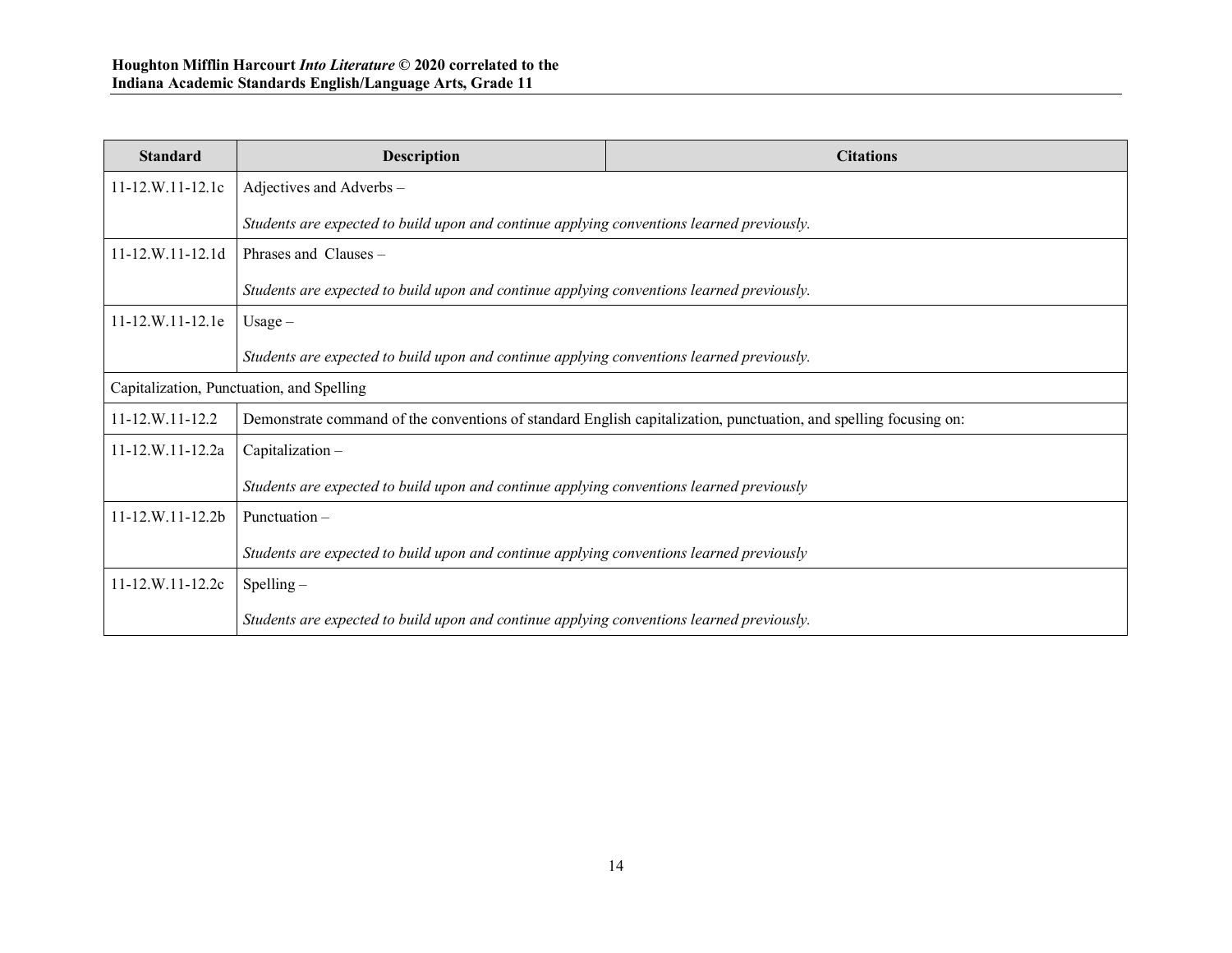| Standard | Description | Citations |
|---|---|---|
| 11-12.W.11-12.1c | Adjectives and Adverbs – *Students are expected to build upon and continue applying conventions learned previously.* | |
| 11-12.W.11-12.1d | Phrases and Clauses – *Students are expected to build upon and continue applying conventions learned previously.* | |
| 11-12.W.11-12.1e | Usage – *Students are expected to build upon and continue applying conventions learned previously.* | |
| Capitalization, Punctuation, and Spelling | | |
| 11-12.W.11-12.2 | Demonstrate command of the conventions of standard English capitalization, punctuation, and spelling focusing on: | |
| 11-12.W.11-12.2a | Capitalization – *Students are expected to build upon and continue applying conventions learned previously* | |
| 11-12.W.11-12.2b | Punctuation – *Students are expected to build upon and continue applying conventions learned previously* | |
| 11-12.W.11-12.2c | Spelling – *Students are expected to build upon and continue applying conventions learned previously.* | |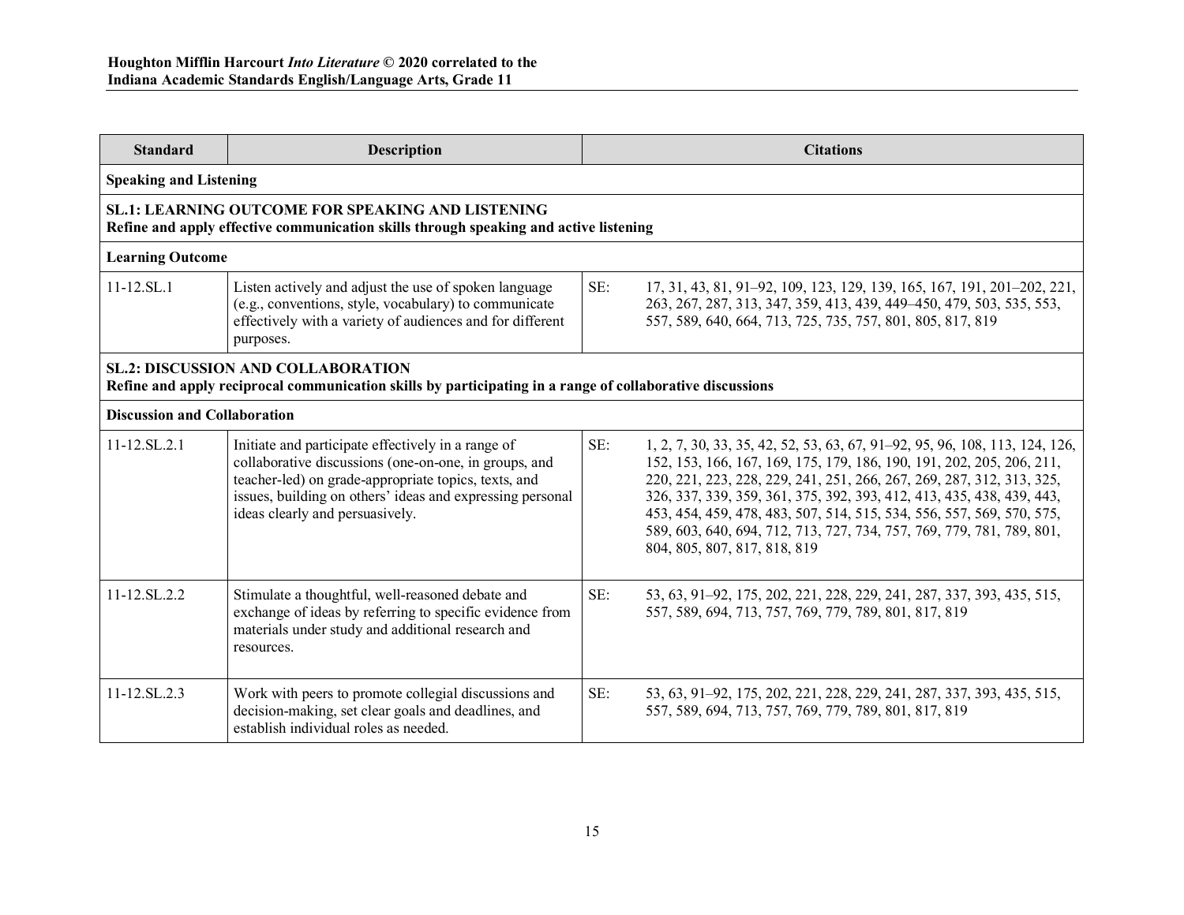| Standard | Description | Citations |
|---|---|---|
| **Speaking and Listening** | | |
| **SL.1: LEARNING OUTCOME FOR SPEAKING AND LISTENING**<br>**Refine and apply effective communication skills through speaking and active listening** | | |
| **Learning Outcome** | | |
| 11-12.SL.1 | Listen actively and adjust the use of spoken language (e.g., conventions, style, vocabulary) to communicate effectively with a variety of audiences and for different purposes. | SE: 17, 31, 43, 81, 91–92, 109, 123, 129, 139, 165, 167, 191, 201–202, 221, 263, 267, 287, 313, 347, 359, 413, 439, 449–450, 479, 503, 535, 553, 557, 589, 640, 664, 713, 725, 735, 757, 801, 805, 817, 819 |
| **SL.2: DISCUSSION AND COLLABORATION**<br>**Refine and apply reciprocal communication skills by participating in a range of collaborative discussions** | | |
| **Discussion and Collaboration** | | |
| 11-12.SL.2.1 | Initiate and participate effectively in a range of collaborative discussions (one-on-one, in groups, and teacher-led) on grade-appropriate topics, texts, and issues, building on others' ideas and expressing personal ideas clearly and persuasively. | SE: 1, 2, 7, 30, 33, 35, 42, 52, 53, 63, 67, 91–92, 95, 96, 108, 113, 124, 126, 152, 153, 166, 167, 169, 175, 179, 186, 190, 191, 202, 205, 206, 211, 220, 221, 223, 228, 229, 241, 251, 266, 267, 269, 287, 312, 313, 325, 326, 337, 339, 359, 361, 375, 392, 393, 412, 413, 435, 438, 439, 443, 453, 454, 459, 478, 483, 507, 514, 515, 534, 556, 557, 569, 570, 575, 589, 603, 640, 694, 712, 713, 727, 734, 757, 769, 779, 781, 789, 801, 804, 805, 807, 817, 818, 819 |
| 11-12.SL.2.2 | Stimulate a thoughtful, well-reasoned debate and exchange of ideas by referring to specific evidence from materials under study and additional research and resources. | SE: 53, 63, 91–92, 175, 202, 221, 228, 229, 241, 287, 337, 393, 435, 515, 557, 589, 694, 713, 757, 769, 779, 789, 801, 817, 819 |
| 11-12.SL.2.3 | Work with peers to promote collegial discussions and decision-making, set clear goals and deadlines, and establish individual roles as needed. | SE: 53, 63, 91–92, 175, 202, 221, 228, 229, 241, 287, 337, 393, 435, 515, 557, 589, 694, 713, 757, 769, 779, 789, 801, 817, 819 |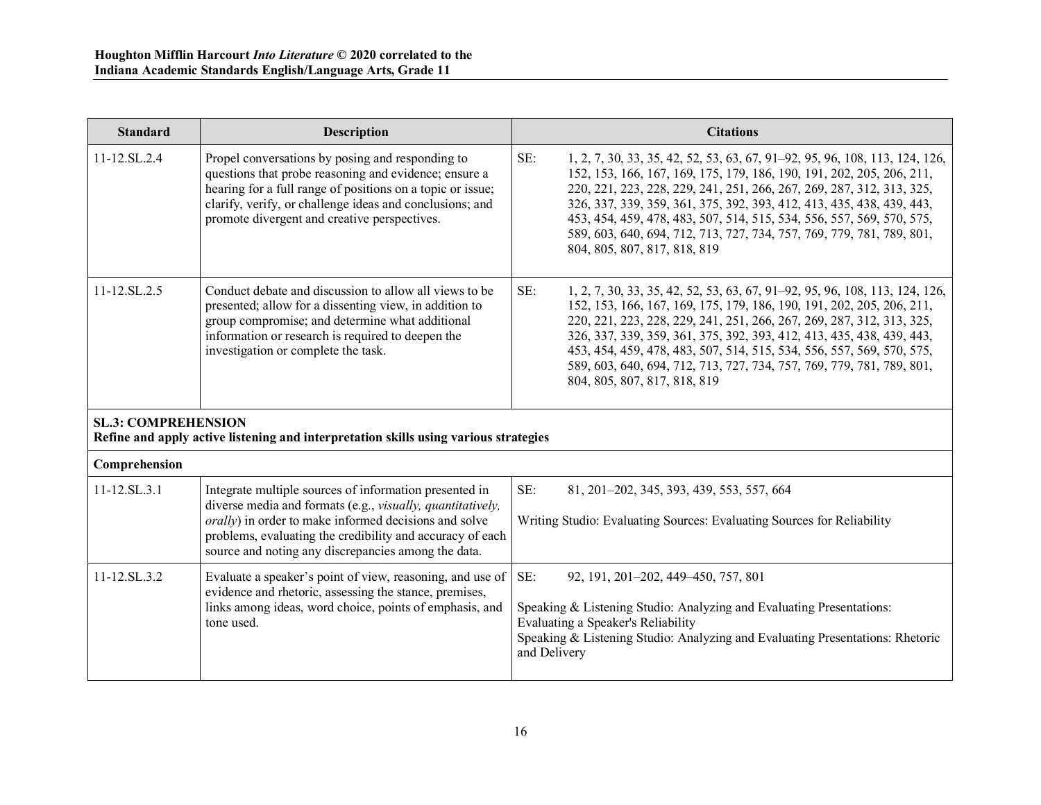| Standard | Description | Citations |
|---|---|---|
| 11-12.SL.2.4 | Propel conversations by posing and responding to questions that probe reasoning and evidence; ensure a hearing for a full range of positions on a topic or issue; clarify, verify, or challenge ideas and conclusions; and promote divergent and creative perspectives. | SE: 1, 2, 7, 30, 33, 35, 42, 52, 53, 63, 67, 91–92, 95, 96, 108, 113, 124, 126, 152, 153, 166, 167, 169, 175, 179, 186, 190, 191, 202, 205, 206, 211, 220, 221, 223, 228, 229, 241, 251, 266, 267, 269, 287, 312, 313, 325, 326, 337, 339, 359, 361, 375, 392, 393, 412, 413, 435, 438, 439, 443, 453, 454, 459, 478, 483, 507, 514, 515, 534, 556, 557, 569, 570, 575, 589, 603, 640, 694, 712, 713, 727, 734, 757, 769, 779, 781, 789, 801, 804, 805, 807, 817, 818, 819 |
| 11-12.SL.2.5 | Conduct debate and discussion to allow all views to be presented; allow for a dissenting view, in addition to group compromise; and determine what additional information or research is required to deepen the investigation or complete the task. | SE: 1, 2, 7, 30, 33, 35, 42, 52, 53, 63, 67, 91–92, 95, 96, 108, 113, 124, 126, 152, 153, 166, 167, 169, 175, 179, 186, 190, 191, 202, 205, 206, 211, 220, 221, 223, 228, 229, 241, 251, 266, 267, 269, 287, 312, 313, 325, 326, 337, 339, 359, 361, 375, 392, 393, 412, 413, 435, 438, 439, 443, 453, 454, 459, 478, 483, 507, 514, 515, 534, 556, 557, 569, 570, 575, 589, 603, 640, 694, 712, 713, 727, 734, 757, 769, 779, 781, 789, 801, 804, 805, 807, 817, 818, 819 |
| **SL.3: COMPREHENSION**<br>**Refine and apply active listening and interpretation skills using various strategies** | | |
| **Comprehension** | | |
| 11-12.SL.3.1 | Integrate multiple sources of information presented in diverse media and formats (e.g., *visually, quantitatively, orally*) in order to make informed decisions and solve problems, evaluating the credibility and accuracy of each source and noting any discrepancies among the data. | SE: 81, 201–202, 345, 393, 439, 553, 557, 664<br><br>Writing Studio: Evaluating Sources: Evaluating Sources for Reliability |
| 11-12.SL.3.2 | Evaluate a speaker's point of view, reasoning, and use of evidence and rhetoric, assessing the stance, premises, links among ideas, word choice, points of emphasis, and tone used. | SE: 92, 191, 201–202, 449–450, 757, 801<br><br>Speaking & Listening Studio: Analyzing and Evaluating Presentations: Evaluating a Speaker's Reliability<br>Speaking & Listening Studio: Analyzing and Evaluating Presentations: Rhetoric and Delivery |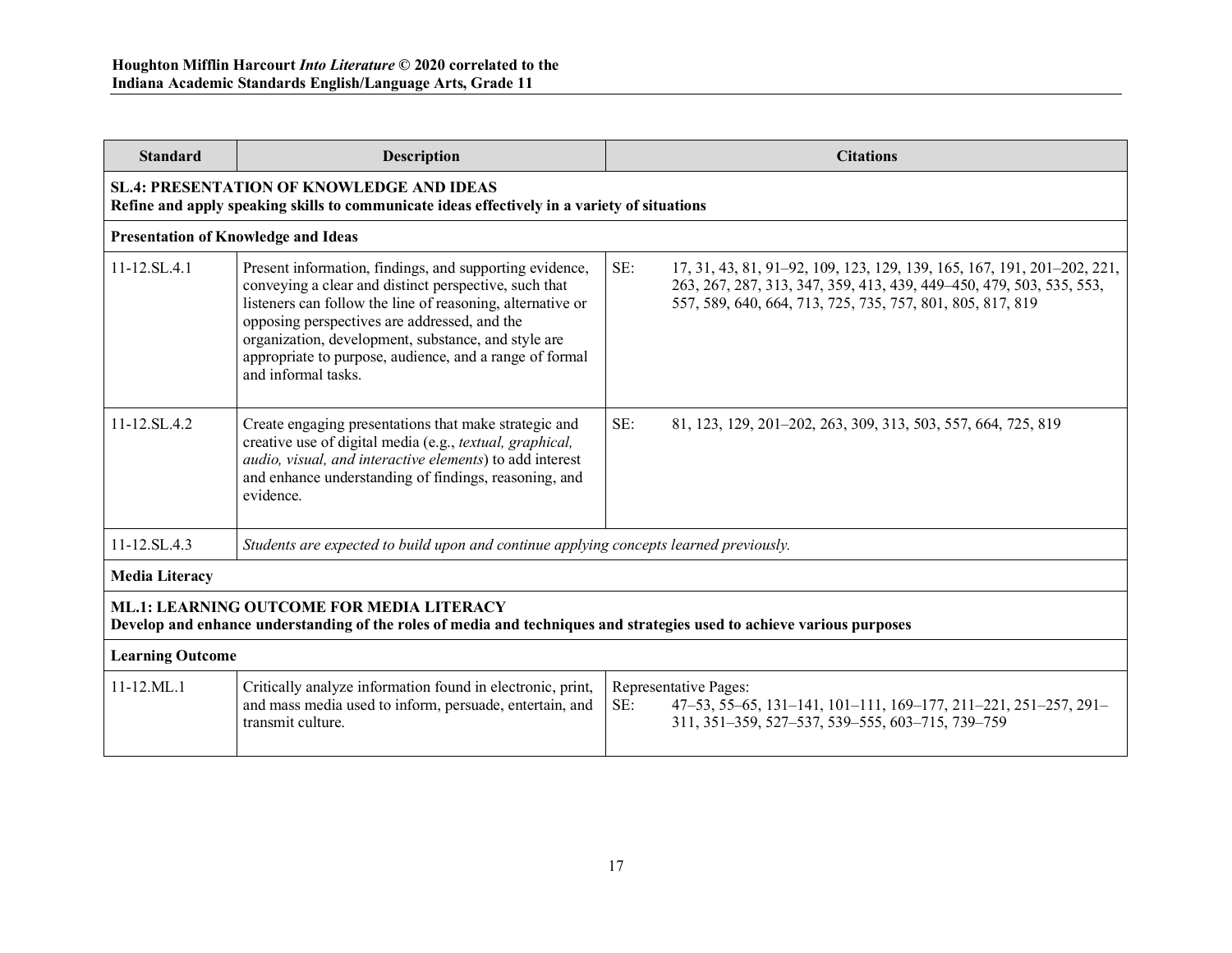| Standard | Description | Citations |
|---|---|---|
| **SL.4: PRESENTATION OF KNOWLEDGE AND IDEAS**<br>**Refine and apply speaking skills to communicate ideas effectively in a variety of situations** | | |
| **Presentation of Knowledge and Ideas** | | |
| 11-12.SL.4.1 | Present information, findings, and supporting evidence, conveying a clear and distinct perspective, such that listeners can follow the line of reasoning, alternative or opposing perspectives are addressed, and the organization, development, substance, and style are appropriate to purpose, audience, and a range of formal and informal tasks. | SE: 17, 31, 43, 81, 91–92, 109, 123, 129, 139, 165, 167, 191, 201–202, 221, 263, 267, 287, 313, 347, 359, 413, 439, 449–450, 479, 503, 535, 553, 557, 589, 640, 664, 713, 725, 735, 757, 801, 805, 817, 819 |
| 11-12.SL.4.2 | Create engaging presentations that make strategic and creative use of digital media (e.g., *textual, graphical, audio, visual, and interactive elements*) to add interest and enhance understanding of findings, reasoning, and evidence. | SE: 81, 123, 129, 201–202, 263, 309, 313, 503, 557, 664, 725, 819 |
| 11-12.SL.4.3 | *Students are expected to build upon and continue applying concepts learned previously.* | |
| **Media Literacy** | | |
| **ML.1: LEARNING OUTCOME FOR MEDIA LITERACY**<br>**Develop and enhance understanding of the roles of media and techniques and strategies used to achieve various purposes** | | |
| **Learning Outcome** | | |
| 11-12.ML.1 | Critically analyze information found in electronic, print, and mass media used to inform, persuade, entertain, and transmit culture. | Representative Pages:<br>SE: 47–53, 55–65, 131–141, 101–111, 169–177, 211–221, 251–257, 291–311, 351–359, 527–537, 539–555, 603–715, 739–759 |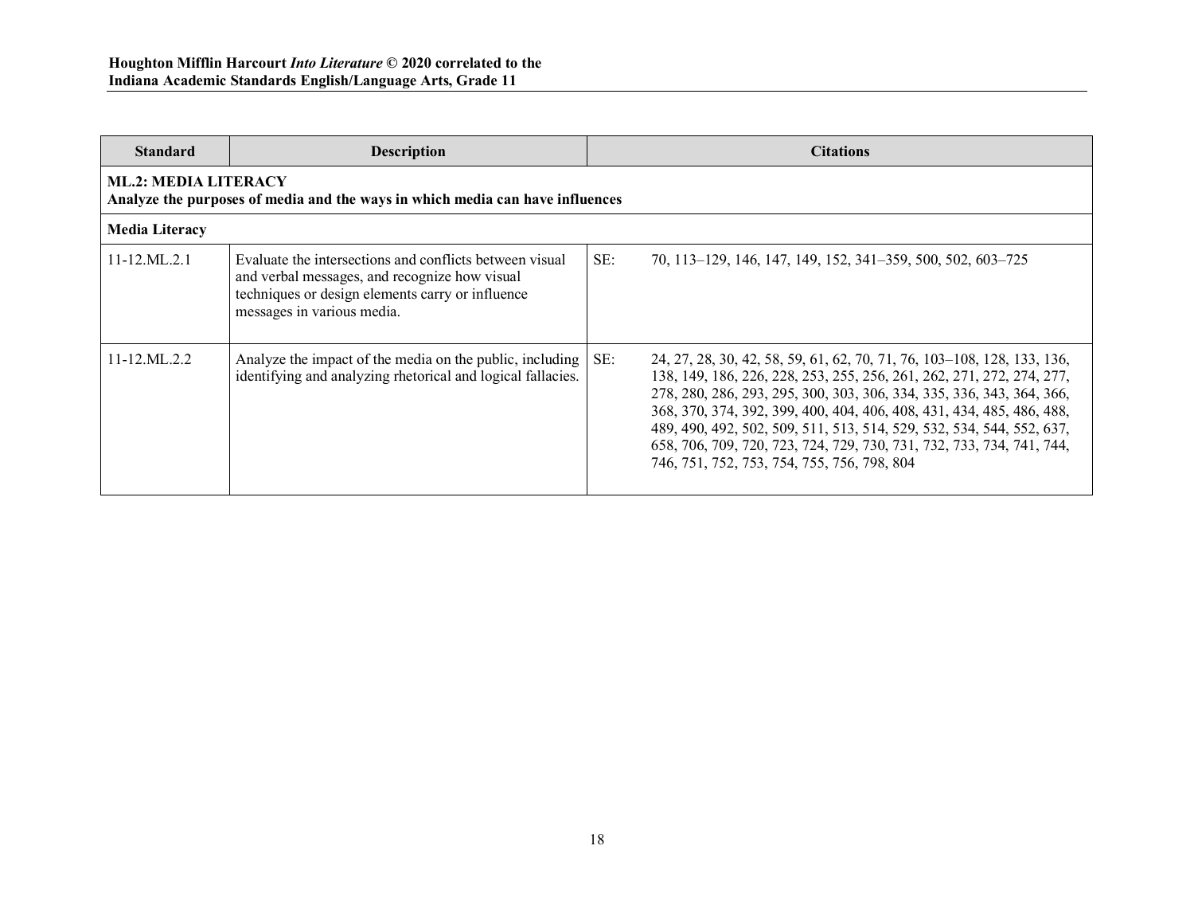| Standard | Description | Citations |
|---|---|---|
| **ML.2: MEDIA LITERACY**<br>**Analyze the purposes of media and the ways in which media can have influences** | | |
| **Media Literacy** | | |
| 11-12.ML.2.1 | Evaluate the intersections and conflicts between visual and verbal messages, and recognize how visual techniques or design elements carry or influence messages in various media. | SE: 70, 113–129, 146, 147, 149, 152, 341–359, 500, 502, 603–725 |
| 11-12.ML.2.2 | Analyze the impact of the media on the public, including identifying and analyzing rhetorical and logical fallacies. | SE: 24, 27, 28, 30, 42, 58, 59, 61, 62, 70, 71, 76, 103–108, 128, 133, 136, 138, 149, 186, 226, 228, 253, 255, 256, 261, 262, 271, 272, 274, 277, 278, 280, 286, 293, 295, 300, 303, 306, 334, 335, 336, 343, 364, 366, 368, 370, 374, 392, 399, 400, 404, 406, 408, 431, 434, 485, 486, 488, 489, 490, 492, 502, 509, 511, 513, 514, 529, 532, 534, 544, 552, 637, 658, 706, 709, 720, 723, 724, 729, 730, 731, 732, 733, 734, 741, 744, 746, 751, 752, 753, 754, 755, 756, 798, 804 |